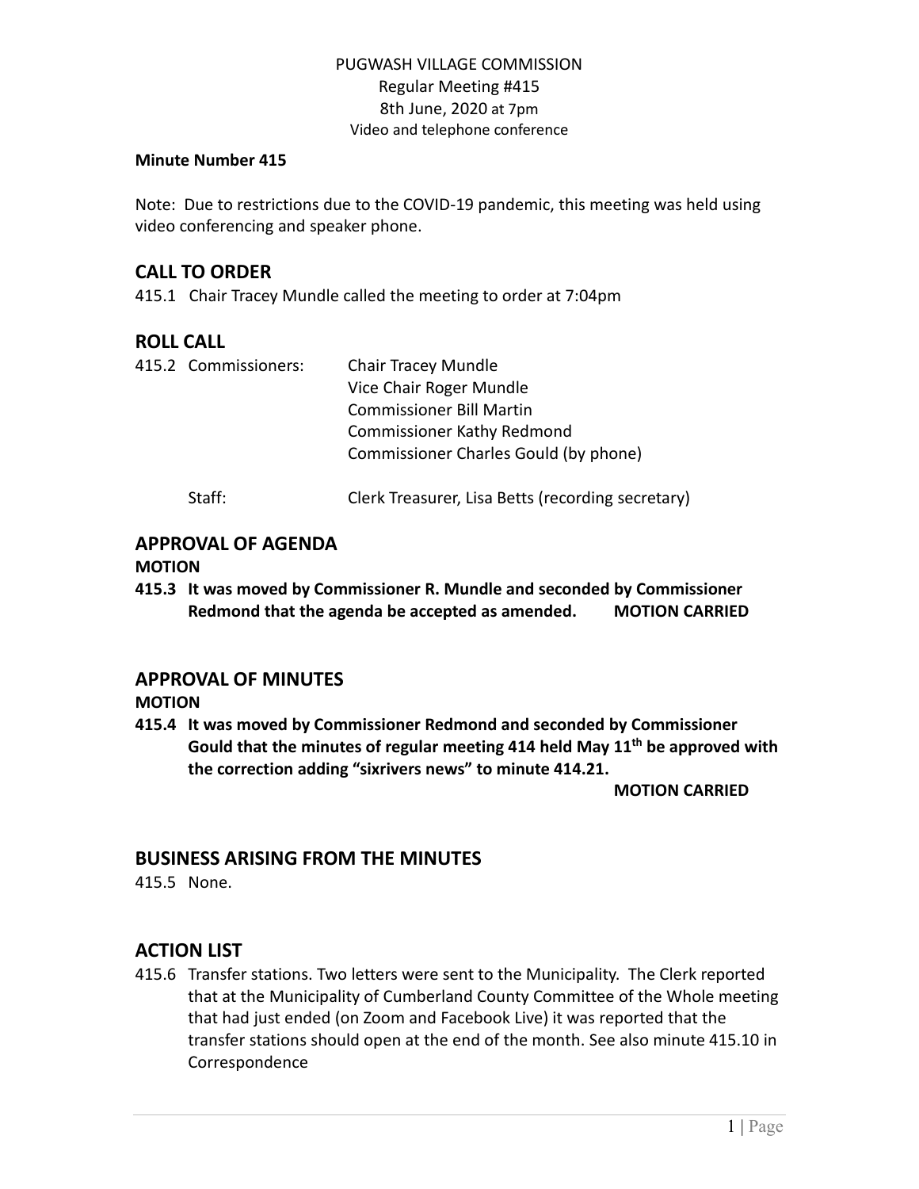PUGWASH VILLAGE COMMISSION
Regular Meeting #415
8th June, 2020 at 7pm
Video and telephone conference

**Minute Number 415**

Note: Due to restrictions due to the COVID-19 pandemic, this meeting was held using video conferencing and speaker phone.

## CALL TO ORDER

415.1 Chair Tracey Mundle called the meeting to order at 7:04pm

## ROLL CALL

415.2 Commissioners:
- Chair Tracey Mundle
- Vice Chair Roger Mundle
- Commissioner Bill Martin
- Commissioner Kathy Redmond
- Commissioner Charles Gould (by phone)

Staff: Clerk Treasurer, Lisa Betts (recording secretary)

## APPROVAL OF AGENDA

**MOTION**

**415.3 It was moved by Commissioner R. Mundle and seconded by Commissioner Redmond that the agenda be accepted as amended. MOTION CARRIED**

## APPROVAL OF MINUTES

**MOTION**

**415.4 It was moved by Commissioner Redmond and seconded by Commissioner Gould that the minutes of regular meeting 414 held May 11th be approved with the correction adding "sixrivers news" to minute 414.21.**

**MOTION CARRIED**

## BUSINESS ARISING FROM THE MINUTES

415.5 None.

## ACTION LIST

415.6 Transfer stations. Two letters were sent to the Municipality. The Clerk reported that at the Municipality of Cumberland County Committee of the Whole meeting that had just ended (on Zoom and Facebook Live) it was reported that the transfer stations should open at the end of the month. See also minute 415.10 in Correspondence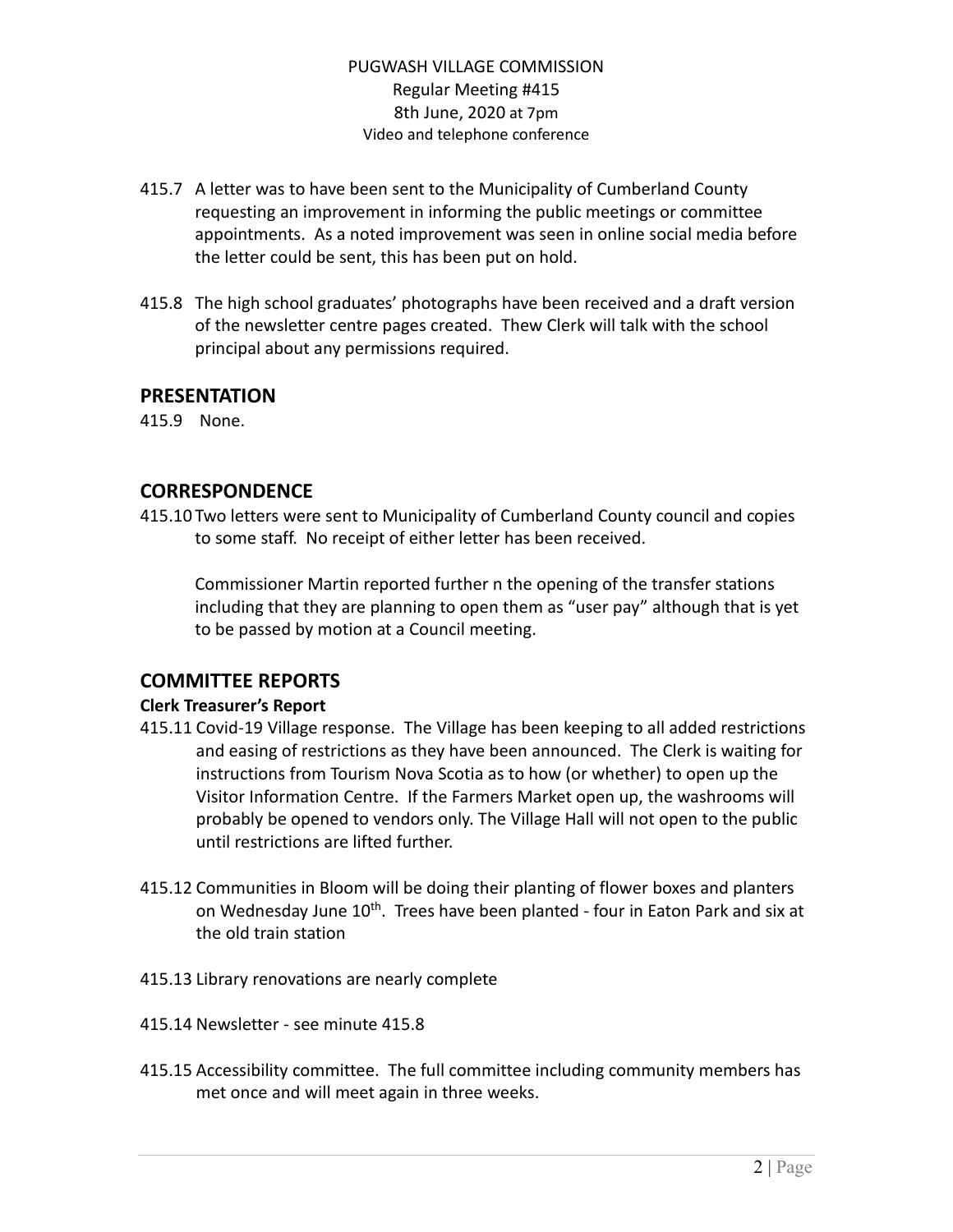415.7 A letter was to have been sent to the Municipality of Cumberland County requesting an improvement in informing the public meetings or committee appointments. As a noted improvement was seen in online social media before the letter could be sent, this has been put on hold.

415.8 The high school graduates' photographs have been received and a draft version of the newsletter centre pages created. Thew Clerk will talk with the school principal about any permissions required.

## PRESENTATION

415.9 None.

## CORRESPONDENCE

415.10 Two letters were sent to Municipality of Cumberland County council and copies to some staff. No receipt of either letter has been received.

Commissioner Martin reported further n the opening of the transfer stations including that they are planning to open them as "user pay" although that is yet to be passed by motion at a Council meeting.

## COMMITTEE REPORTS

### Clerk Treasurer's Report

415.11 Covid-19 Village response. The Village has been keeping to all added restrictions and easing of restrictions as they have been announced. The Clerk is waiting for instructions from Tourism Nova Scotia as to how (or whether) to open up the Visitor Information Centre. If the Farmers Market open up, the washrooms will probably be opened to vendors only. The Village Hall will not open to the public until restrictions are lifted further.

415.12 Communities in Bloom will be doing their planting of flower boxes and planters on Wednesday June 10th. Trees have been planted - four in Eaton Park and six at the old train station

415.13 Library renovations are nearly complete

415.14 Newsletter - see minute 415.8

415.15 Accessibility committee. The full committee including community members has met once and will meet again in three weeks.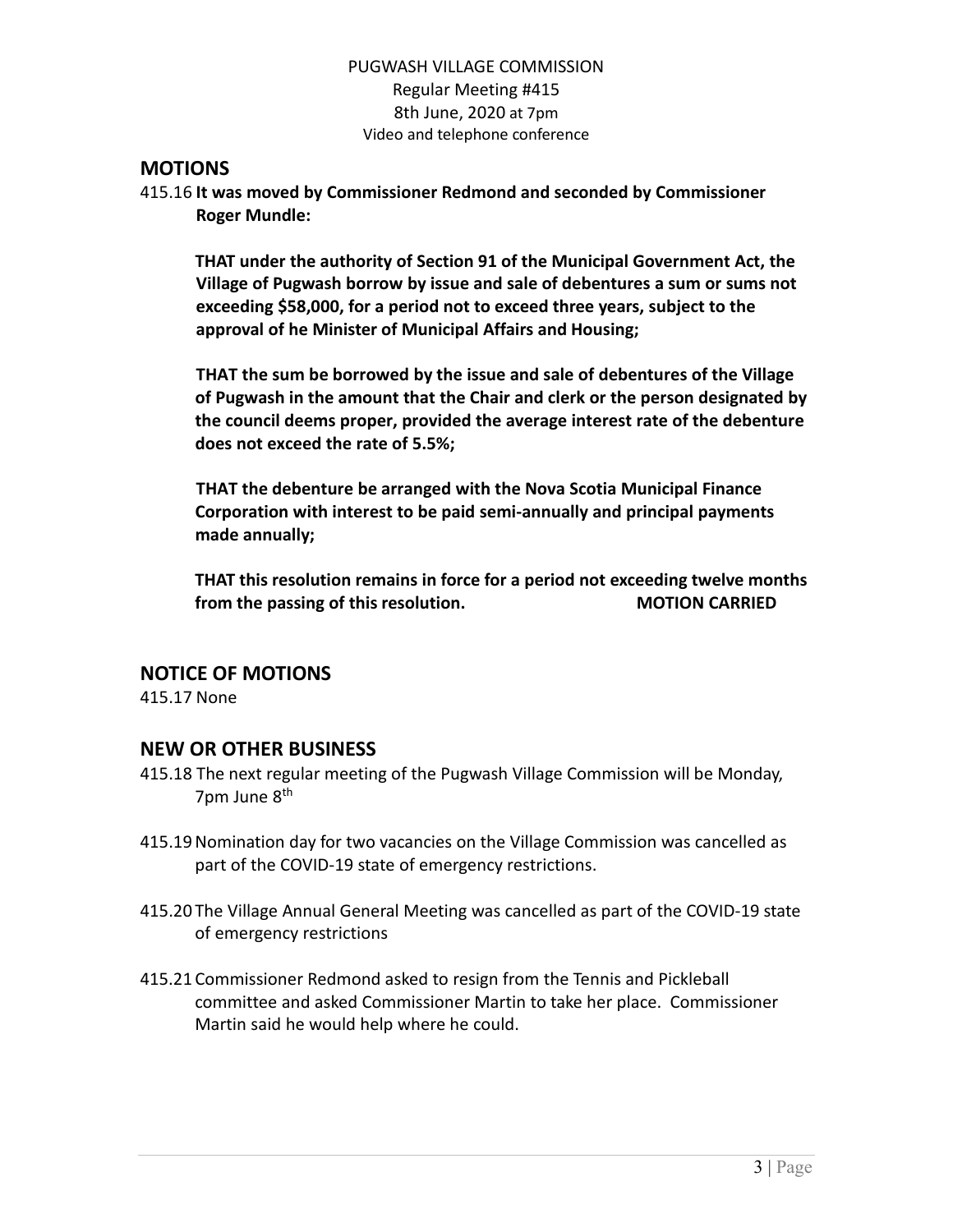PUGWASH VILLAGE COMMISSION
Regular Meeting #415
8th June, 2020 at 7pm
Video and telephone conference

## MOTIONS

415.16 **It was moved by Commissioner Redmond and seconded by Commissioner Roger Mundle:**

**THAT under the authority of Section 91 of the Municipal Government Act, the Village of Pugwash borrow by issue and sale of debentures a sum or sums not exceeding $58,000, for a period not to exceed three years, subject to the approval of he Minister of Municipal Affairs and Housing;**

**THAT the sum be borrowed by the issue and sale of debentures of the Village of Pugwash in the amount that the Chair and clerk or the person designated by the council deems proper, provided the average interest rate of the debenture does not exceed the rate of 5.5%;**

**THAT the debenture be arranged with the Nova Scotia Municipal Finance Corporation with interest to be paid semi-annually and principal payments made annually;**

**THAT this resolution remains in force for a period not exceeding twelve months from the passing of this resolution. MOTION CARRIED**

## NOTICE OF MOTIONS

415.17 None

## NEW OR OTHER BUSINESS

415.18 The next regular meeting of the Pugwash Village Commission will be Monday, 7pm June 8th

415.19 Nomination day for two vacancies on the Village Commission was cancelled as part of the COVID-19 state of emergency restrictions.

415.20 The Village Annual General Meeting was cancelled as part of the COVID-19 state of emergency restrictions

415.21 Commissioner Redmond asked to resign from the Tennis and Pickleball committee and asked Commissioner Martin to take her place. Commissioner Martin said he would help where he could.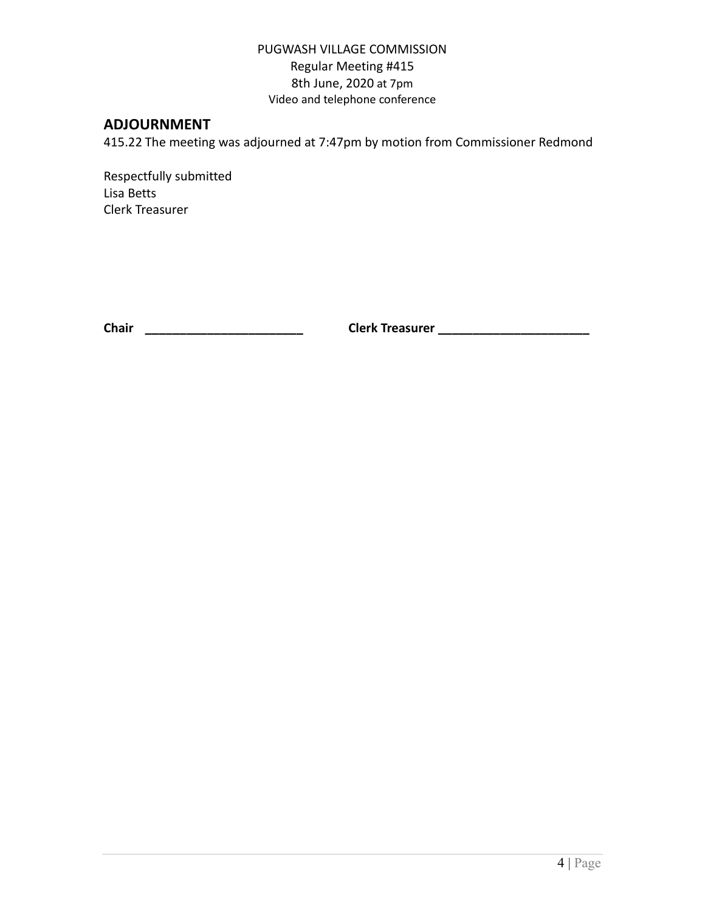## ADJOURNMENT

415.22 The meeting was adjourned at 7:47pm by motion from Commissioner Redmond

Respectfully submitted
Lisa Betts
Clerk Treasurer

**Chair** ________________________ **Clerk Treasurer** ______________________